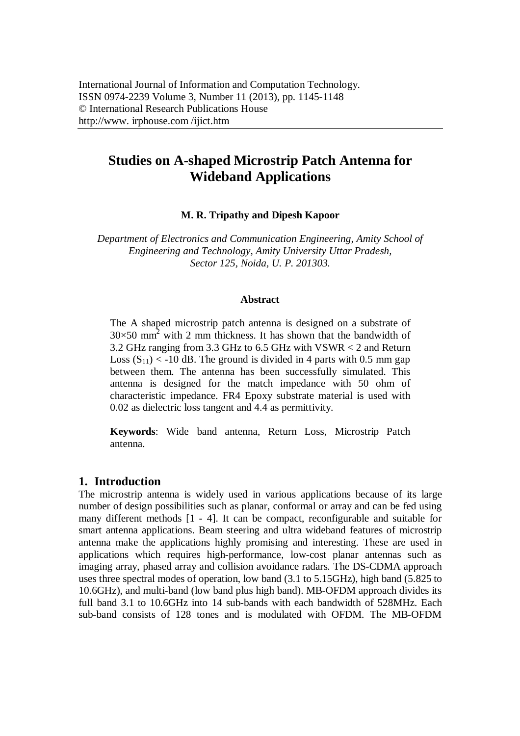# Studies on A-shaped Microstrip Patch Antenna for Wideband Applications

**M. R. Tripathy and Dipesh Kapoor**

*Department of Electronics and Communication Engineering, Amity School of Engineering and Technology, Amity University Uttar Pradesh, Sector 125, Noida, U. P. 201303.*

### Abstract

The A shaped microstrip patch antenna is designed on a substrate of 30×50 $mm^2$ with 2 mm thickness. It has shown that the bandwidth of 3.2 GHz ranging from 3.3 GHz to 6.5 GHz with VSWR < 2 and Return Loss ($S_{11}$) < -10 dB. The ground is divided in 4 parts with 0.5 mm gap between them. The antenna has been successfully simulated. This antenna is designed for the match impedance with 50 ohm of characteristic impedance. FR4 Epoxy substrate material is used with 0.02 as dielectric loss tangent and 4.4 as permittivity.

**Keywords**: Wide band antenna, Return Loss, Microstrip Patch antenna.

## 1. Introduction

The microstrip antenna is widely used in various applications because of its large number of design possibilities such as planar, conformal or array and can be fed using many different methods [1 - 4]. It can be compact, reconfigurable and suitable for smart antenna applications. Beam steering and ultra wideband features of microstrip antenna make the applications highly promising and interesting. These are used in applications which requires high-performance, low-cost planar antennas such as imaging array, phased array and collision avoidance radars. The DS-CDMA approach uses three spectral modes of operation, low band (3.1 to 5.15GHz), high band (5.825 to 10.6GHz), and multi-band (low band plus high band). MB-OFDM approach divides its full band 3.1 to 10.6GHz into 14 sub-bands with each bandwidth of 528MHz. Each sub-band consists of 128 tones and is modulated with OFDM. The MB-OFDM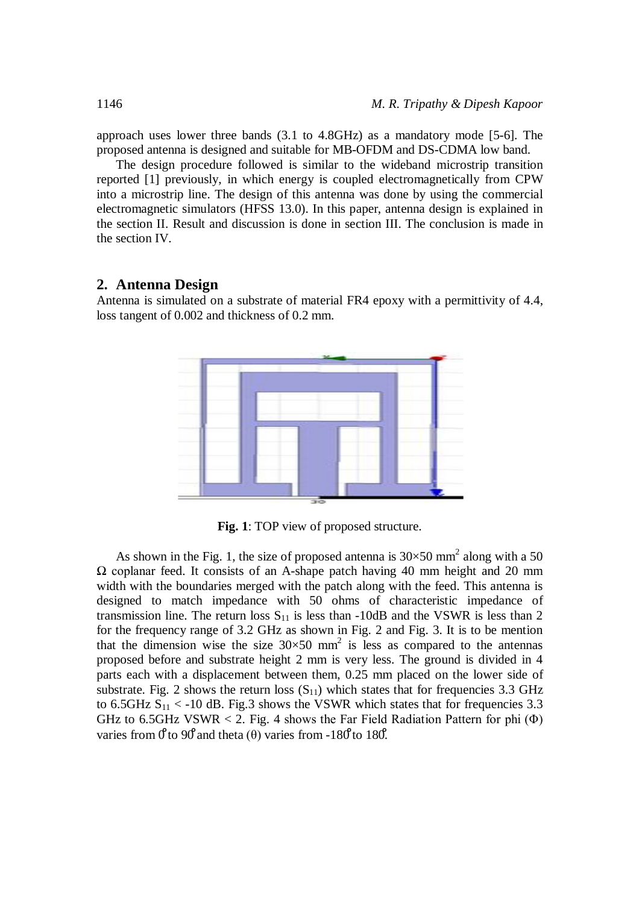approach uses lower three bands (3.1 to 4.8GHz) as a mandatory mode [5-6]. The proposed antenna is designed and suitable for MB-OFDM and DS-CDMA low band.

The design procedure followed is similar to the wideband microstrip transition reported [1] previously, in which energy is coupled electromagnetically from CPW into a microstrip line. The design of this antenna was done by using the commercial electromagnetic simulators (HFSS 13.0). In this paper, antenna design is explained in the section II. Result and discussion is done in section III. The conclusion is made in the section IV.

## 2. Antenna Design

Antenna is simulated on a substrate of material FR4 epoxy with a permittivity of 4.4, loss tangent of 0.002 and thickness of 0.2 mm.

**Fig. 1**: TOP view of proposed structure.

As shown in the Fig. 1, the size of proposed antenna is $30\times50$ mm$^2$ along with a 50 $\Omega$ coplanar feed. It consists of an A-shape patch having 40 mm height and 20 mm width with the boundaries merged with the patch along with the feed. This antenna is designed to match impedance with 50 ohms of characteristic impedance of transmission line. The return loss $S_{11}$ is less than -10dB and the VSWR is less than 2 for the frequency range of 3.2 GHz as shown in Fig. 2 and Fig. 3. It is to be mention that the dimension wise the size $30\times50$ mm$^2$ is less as compared to the antennas proposed before and substrate height 2 mm is very less. The ground is divided in 4 parts each with a displacement between them, 0.25 mm placed on the lower side of substrate. Fig. 2 shows the return loss ($S_{11}$) which states that for frequencies 3.3 GHz to 6.5GHz $S_{11} < -10$ dB. Fig.3 shows the VSWR which states that for frequencies 3.3 GHz to 6.5GHz VSWR < 2. Fig. 4 shows the Far Field Radiation Pattern for phi ($\Phi$) varies from $0^\circ$ to $90^\circ$ and theta ($\theta$) varies from $-180^\circ$ to $180^\circ$.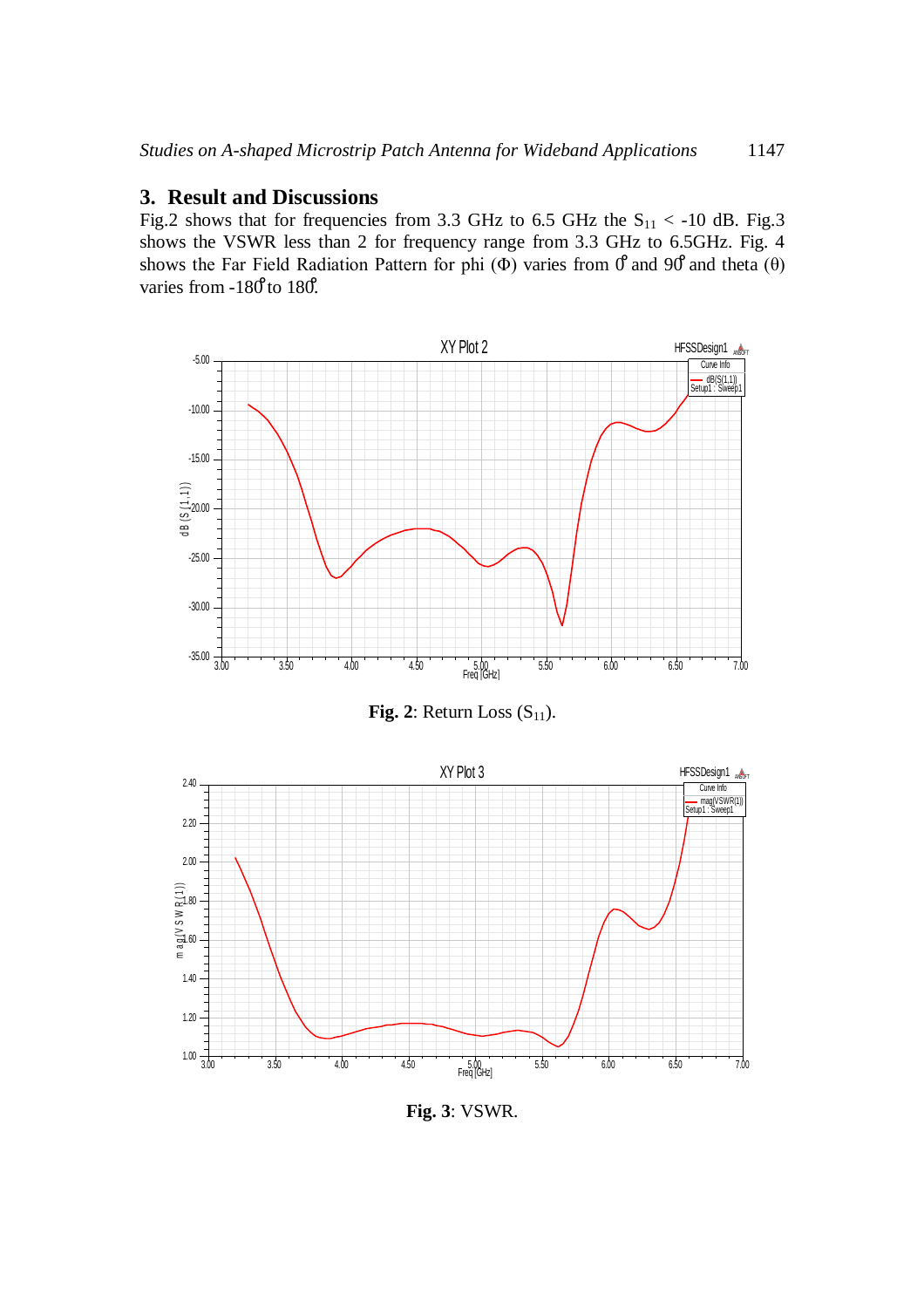## 3. Result and Discussions

Fig.2 shows that for frequencies from 3.3 GHz to 6.5 GHz the $S_{11} < -10$ dB. Fig.3 shows the VSWR less than 2 for frequency range from 3.3 GHz to 6.5GHz. Fig. 4 shows the Far Field Radiation Pattern for phi ($\Phi$) varies from $0^{\circ}$ and $90^{\circ}$ and theta ($\theta$) varies from $-180^{\circ}$ to $180^{\circ}$.

**Fig. 2**: Return Loss ($S_{11}$).

**Fig. 3**: VSWR.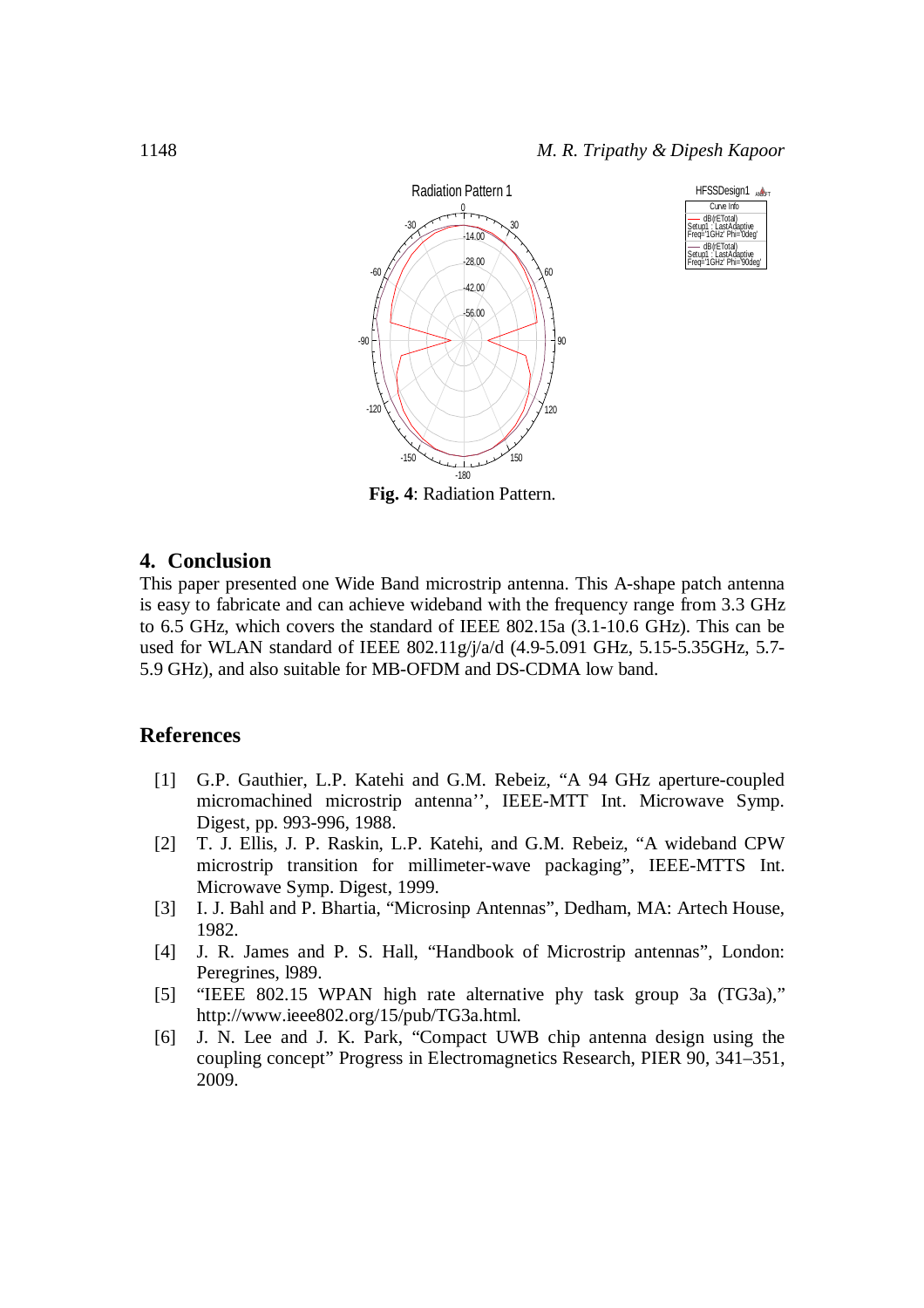Radiation Pattern 1

HFSSDesign1

Curve Info

dB(rETotal)
Setup1 : LastAdaptive
Freq='1GHz' Phi='0deg'

dB(rETotal)
Setup1 : LastAdaptive
Freq='1GHz' Phi='90deg'

0
-30
30
-60
60
-90
90
-120
120
-150
150
-180
-14.00
-28.00
-42.00
-56.00

**Fig. 4**: Radiation Pattern.

## 4. Conclusion

This paper presented one Wide Band microstrip antenna. This A-shape patch antenna is easy to fabricate and can achieve wideband with the frequency range from 3.3 GHz to 6.5 GHz, which covers the standard of IEEE 802.15a (3.1-10.6 GHz). This can be used for WLAN standard of IEEE 802.11g/j/a/d (4.9-5.091 GHz, 5.15-5.35GHz, 5.7-5.9 GHz), and also suitable for MB-OFDM and DS-CDMA low band.

## References

[1] G.P. Gauthier, L.P. Katehi and G.M. Rebeiz, "A 94 GHz aperture-coupled micromachined microstrip antenna'', IEEE-MTT Int. Microwave Symp. Digest, pp. 993-996, 1988.

[2] T. J. Ellis, J. P. Raskin, L.P. Katehi, and G.M. Rebeiz, "A wideband CPW microstrip transition for millimeter-wave packaging", IEEE-MTTS Int. Microwave Symp. Digest, 1999.

[3] I. J. Bahl and P. Bhartia, "Microsinp Antennas", Dedham, MA: Artech House, 1982.

[4] J. R. James and P. S. Hall, "Handbook of Microstrip antennas", London: Peregrines, l989.

[5] "IEEE 802.15 WPAN high rate alternative phy task group 3a (TG3a)," http://www.ieee802.org/15/pub/TG3a.html.

[6] J. N. Lee and J. K. Park, "Compact UWB chip antenna design using the coupling concept" Progress in Electromagnetics Research, PIER 90, 341–351, 2009.